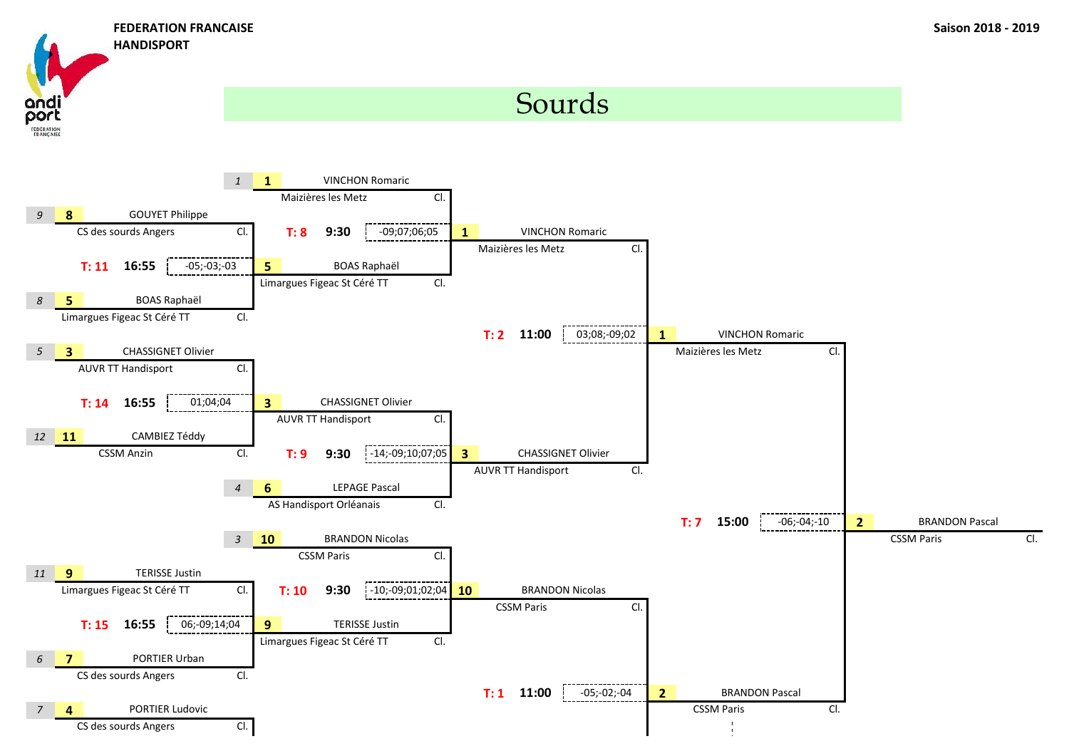**FEDERATION FRANCAISE HANDISPORT**

**Saison 2018 - 2019**

# Sourds

## Premier tour

| Table | Heure | Score | Joueur 1 | Club | Joueur 2 | Club | Qualifié |
|---|---|---|---|---|---|---|---|
| T: 11 | 16:55 | -05;-03;-03 | 8 GOUYET Philippe (9) | CS des sourds Angers | 5 BOAS Raphaël (8) | Limargues Figeac St Céré TT | 5 BOAS Raphaël |
| T: 14 | 16:55 | 01;04;04 | 3 CHASSIGNET Olivier (5) | AUVR TT Handisport | 11 CAMBIEZ Téddy (12) | CSSM Anzin | 3 CHASSIGNET Olivier |
| T: 15 | 16:55 | 06;-09;14;04 | 9 TERISSE Justin (11) | Limargues Figeac St Céré TT | 7 PORTIER Urban (6) | CS des sourds Angers | 9 TERISSE Justin |

## Deuxième tour

| Table | Heure | Score | Joueur 1 | Club | Joueur 2 | Club | Qualifié |
|---|---|---|---|---|---|---|---|
| T: 8 | 9:30 | -09;07;06;05 | 1 VINCHON Romaric (1) | Maizières les Metz | 5 BOAS Raphaël | Limargues Figeac St Céré TT | 1 VINCHON Romaric |
| T: 9 | 9:30 | -14;-09;10;07;05 | 3 CHASSIGNET Olivier | AUVR TT Handisport | 6 LEPAGE Pascal (4) | AS Handisport Orléanais | 3 CHASSIGNET Olivier |
| T: 10 | 9:30 | -10;-09;01;02;04 | 10 BRANDON Nicolas (3) | CSSM Paris | 9 TERISSE Justin | Limargues Figeac St Céré TT | 10 BRANDON Nicolas |

## Demi-finales

| Table | Heure | Score | Joueur 1 | Club | Joueur 2 | Club | Qualifié |
|---|---|---|---|---|---|---|---|
| T: 2 | 11:00 | 03;08;-09;02 | 1 VINCHON Romaric | Maizières les Metz | 3 CHASSIGNET Olivier | AUVR TT Handisport | 1 VINCHON Romaric |
| T: 1 | 11:00 | -05;-02;-04 | 10 BRANDON Nicolas | CSSM Paris | BRANDON Pascal | CSSM Paris | 2 BRANDON Pascal |

## Finale

| Table | Heure | Score | Joueur 1 | Club | Joueur 2 | Club | Vainqueur |
|---|---|---|---|---|---|---|---|
| T: 7 | 15:00 | -06;-04;-10 | 1 VINCHON Romaric | Maizières les Metz | 2 BRANDON Pascal | CSSM Paris | 2 BRANDON Pascal |

Autre joueur inscrit : 4 PORTIER Ludovic (7) – CS des sourds Angers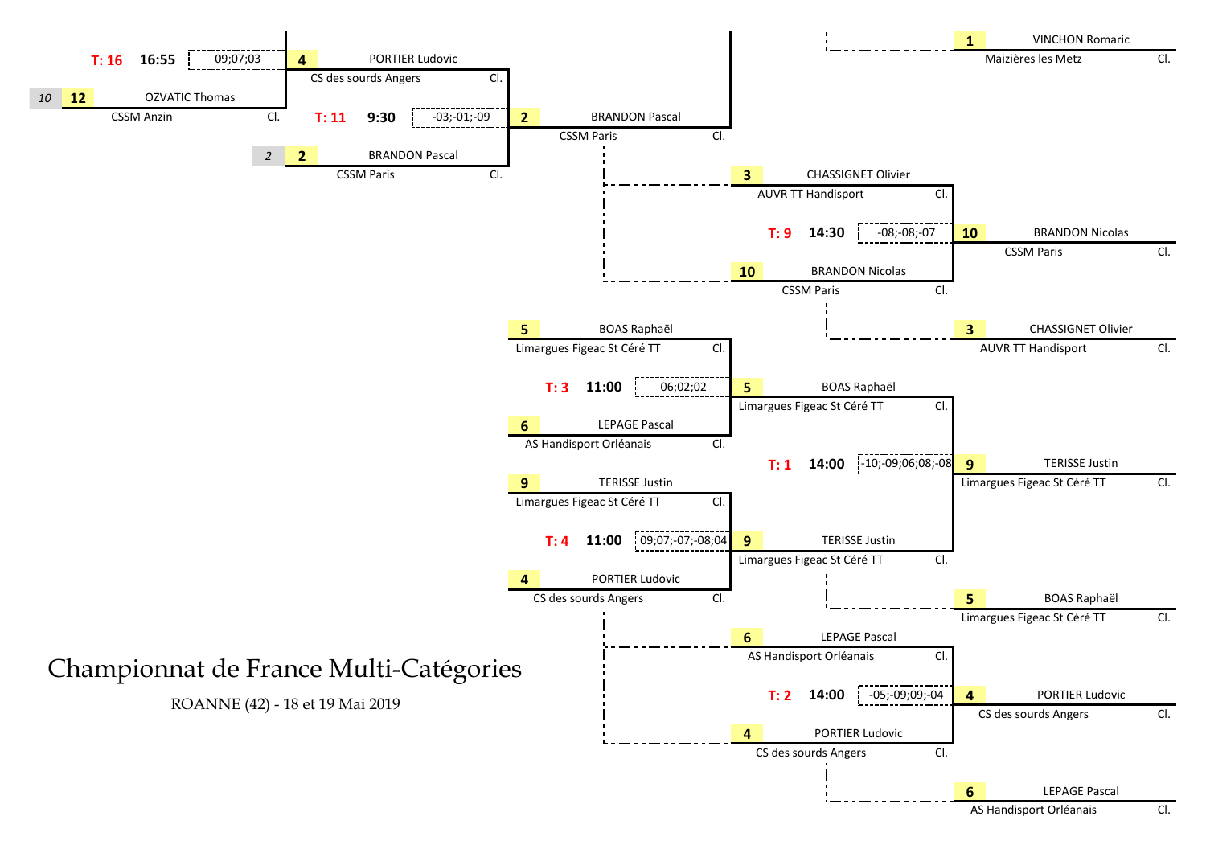# Championnat de France Multi-Catégories

ROANNE (42) - 18 et 19 Mai 2019

| Table | Heure | Joueur A | Club A | Joueur B | Club B | Score | Vainqueur |
|---|---|---|---|---|---|---|---|
| T: 16 | 16:55 | 10 12 OZVATIC Thomas | CSSM Anzin | | | 09;07;03 | 4 PORTIER Ludovic (CS des sourds Angers) |
| T: 11 | 9:30 | 4 PORTIER Ludovic | CS des sourds Angers | 2 2 BRANDON Pascal | CSSM Paris | -03;-01;-09 | 2 BRANDON Pascal (CSSM Paris) |
| T: 9 | 14:30 | 3 CHASSIGNET Olivier | AUVR TT Handisport | 10 BRANDON Nicolas | CSSM Paris | -08;-08;-07 | 10 BRANDON Nicolas (CSSM Paris) |
| T: 3 | 11:00 | 5 BOAS Raphaël | Limargues Figeac St Céré TT | 6 LEPAGE Pascal | AS Handisport Orléanais | 06;02;02 | 5 BOAS Raphaël (Limargues Figeac St Céré TT) |
| T: 4 | 11:00 | 9 TERISSE Justin | Limargues Figeac St Céré TT | 4 PORTIER Ludovic | CS des sourds Angers | 09;07;-07;-08;04 | 9 TERISSE Justin (Limargues Figeac St Céré TT) |
| T: 1 | 14:00 | 5 BOAS Raphaël | Limargues Figeac St Céré TT | 9 TERISSE Justin | Limargues Figeac St Céré TT | -10;-09;06;08;-08 | 9 TERISSE Justin (Limargues Figeac St Céré TT) |
| T: 2 | 14:00 | 6 LEPAGE Pascal | AS Handisport Orléanais | 4 PORTIER Ludovic | CS des sourds Angers | -05;-09;09;-04 | 4 PORTIER Ludovic (CS des sourds Angers) |

Classement :

| Place | Joueur | Club | Cl. |
|---|---|---|---|
| 1 | VINCHON Romaric | Maizières les Metz | Cl. |
| 10 | BRANDON Nicolas | CSSM Paris | Cl. |
| 3 | CHASSIGNET Olivier | AUVR TT Handisport | Cl. |
| 9 | TERISSE Justin | Limargues Figeac St Céré TT | Cl. |
| 5 | BOAS Raphaël | Limargues Figeac St Céré TT | Cl. |
| 4 | PORTIER Ludovic | CS des sourds Angers | Cl. |
| 6 | LEPAGE Pascal | AS Handisport Orléanais | Cl. |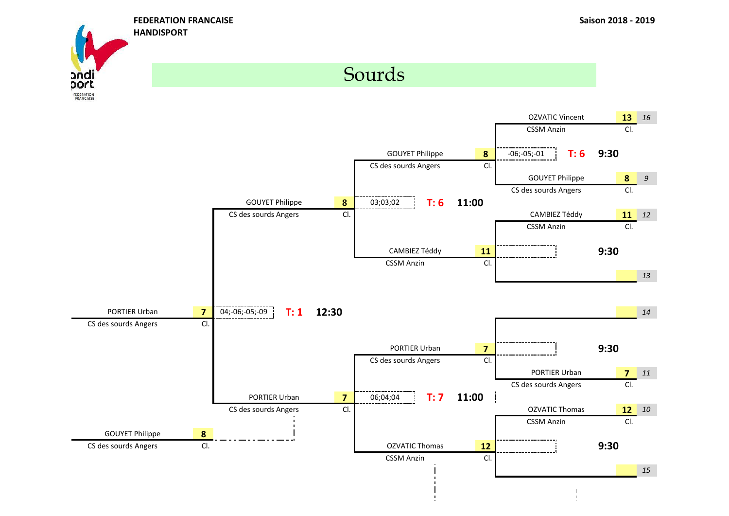FEDERATION FRANCAISE HANDISPORT

Saison 2018 - 2019

# Sourds

| Joueur | Club | Cl. | Score | Table | Heure |
|---|---|---|---|---|---|
| OZVATIC Vincent | CSSM Anzin | 13 (16) | -06;-05;-01 | T: 6 | 9:30 |
| GOUYET Philippe | CS des sourds Angers | 8 (9) | | | |
| CAMBIEZ Téddy | CSSM Anzin | 11 (12) | | | 9:30 |
| | | (13) | | | |
| | | (14) | | | 9:30 |
| PORTIER Urban | CS des sourds Angers | 7 (11) | | | |
| OZVATIC Thomas | CSSM Anzin | 12 (10) | | | 9:30 |
| | | (15) | | | |

**Tour 2**

| Joueur | Club | Cl. | Score | Table | Heure |
|---|---|---|---|---|---|
| GOUYET Philippe | CS des sourds Angers | 8 | 03;03;02 | T: 6 | 11:00 |
| CAMBIEZ Téddy | CSSM Anzin | 11 | | | |
| PORTIER Urban | CS des sourds Angers | 7 | 06;04;04 | T: 7 | 11:00 |
| OZVATIC Thomas | CSSM Anzin | 12 | | | |

**Tour 3**

| Joueur | Club | Cl. | Score | Table | Heure |
|---|---|---|---|---|---|
| GOUYET Philippe | CS des sourds Angers | 8 | 04;-06;-05;-09 | T: 1 | 12:30 |
| PORTIER Urban | CS des sourds Angers | 7 | | | |

**Finale**

| Joueur | Club | Cl. |
|---|---|---|
| PORTIER Urban | CS des sourds Angers | 7 |
| GOUYET Philippe | CS des sourds Angers | 8 |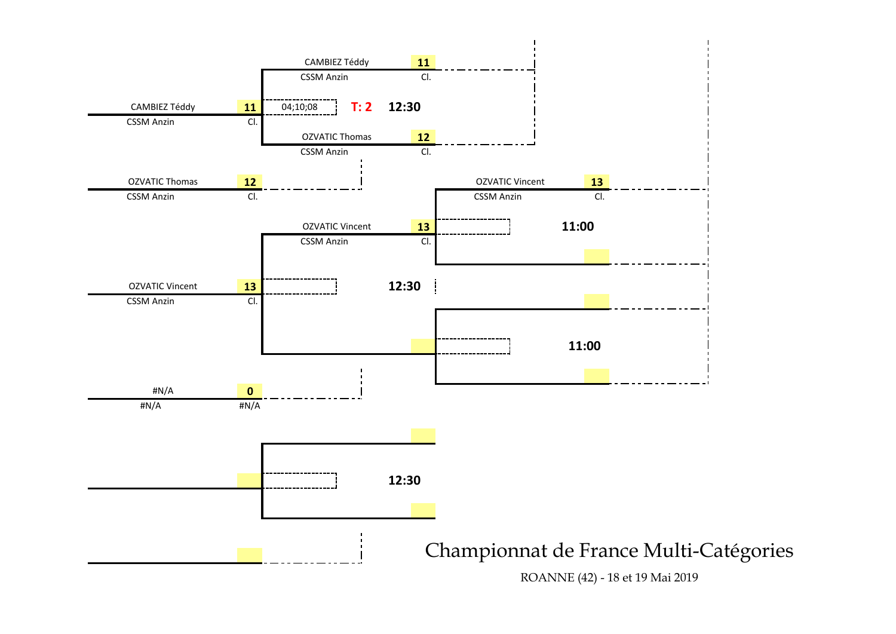CAMBIEZ Téddy 11
CSSM Anzin Cl.

CAMBIEZ Téddy 11
CSSM Anzin Cl.

04;10;08 T: 2 12:30

OZVATIC Thomas 12
CSSM Anzin Cl.

OZVATIC Thomas 12
CSSM Anzin Cl.

OZVATIC Vincent 13
CSSM Anzin Cl.

OZVATIC Vincent 13
CSSM Anzin Cl.

11:00

OZVATIC Vincent 13
CSSM Anzin Cl.

12:30

11:00

#N/A 0
#N/A #N/A

12:30

# Championnat de France Multi-Catégories

ROANNE (42) - 18 et 19 Mai 2019